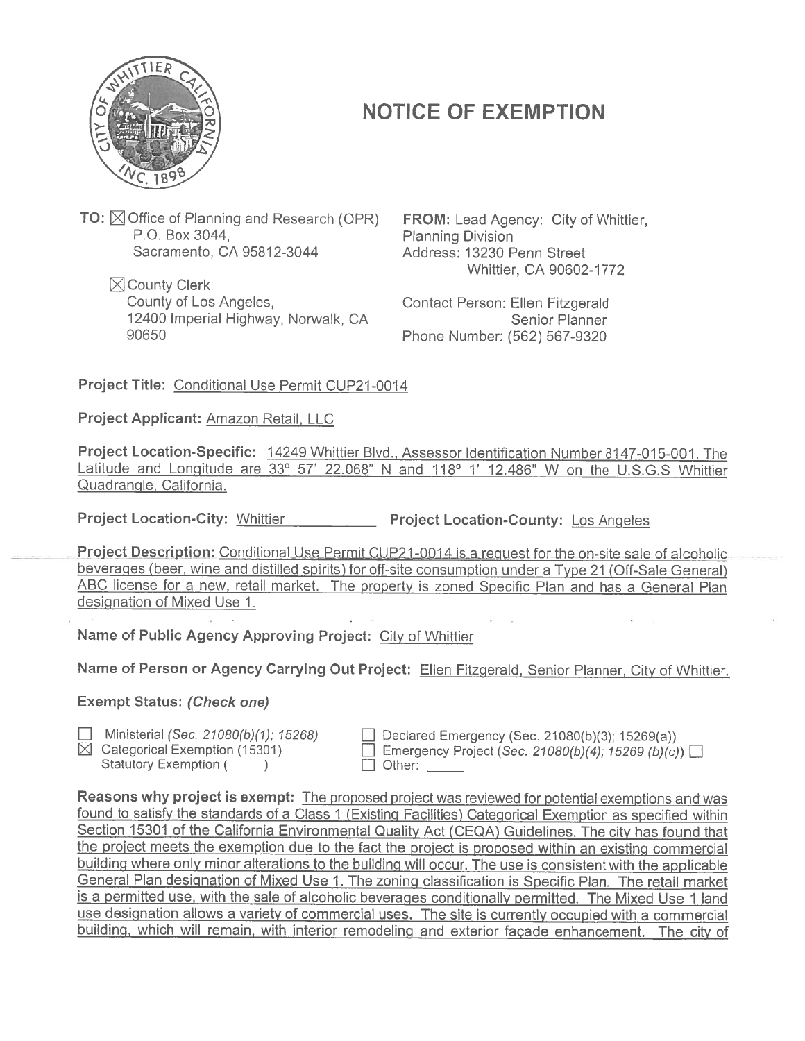# NOTICE OF EXEMPTION

**TO:** ☒ Office of Planning and Research (OPR)
P.O. Box 3044,
Sacramento, CA 95812-3044

☒ County Clerk
County of Los Angeles,
12400 Imperial Highway, Norwalk, CA
90650

**FROM:** Lead Agency: City of Whittier,
Planning Division
Address: 13230 Penn Street
Whittier, CA 90602-1772

Contact Person: Ellen Fitzgerald
Senior Planner
Phone Number: (562) 567-9320

**Project Title:** Conditional Use Permit CUP21-0014

**Project Applicant:** Amazon Retail, LLC

**Project Location-Specific:** 14249 Whittier Blvd., Assessor Identification Number 8147-015-001. The Latitude and Longitude are 33° 57' 22.068" N and 118° 1' 12.486" W on the U.S.G.S Whittier Quadrangle, California.

**Project Location-City:** Whittier **Project Location-County:** Los Angeles

**Project Description:** Conditional Use Permit CUP21-0014 is a request for the on-site sale of alcoholic beverages (beer, wine and distilled spirits) for off-site consumption under a Type 21 (Off-Sale General) ABC license for a new, retail market. The property is zoned Specific Plan and has a General Plan designation of Mixed Use 1.

**Name of Public Agency Approving Project:** City of Whittier

**Name of Person or Agency Carrying Out Project:** Ellen Fitzgerald, Senior Planner, City of Whittier.

**Exempt Status:** ***(Check one)***

☐ Ministerial *(Sec. 21080(b)(1); 15268)*
☒ Categorical Exemption (15301)
Statutory Exemption ( )
☐ Declared Emergency (Sec. 21080(b)(3); 15269(a))
☐ Emergency Project *(Sec. 21080(b)(4); 15269 (b)(c))* ☐
☐ Other: _____

**Reasons why project is exempt:** The proposed project was reviewed for potential exemptions and was found to satisfy the standards of a Class 1 (Existing Facilities) Categorical Exemption as specified within Section 15301 of the California Environmental Quality Act (CEQA) Guidelines. The city has found that the project meets the exemption due to the fact the project is proposed within an existing commercial building where only minor alterations to the building will occur. The use is consistent with the applicable General Plan designation of Mixed Use 1. The zoning classification is Specific Plan. The retail market is a permitted use, with the sale of alcoholic beverages conditionally permitted. The Mixed Use 1 land use designation allows a variety of commercial uses. The site is currently occupied with a commercial building, which will remain, with interior remodeling and exterior façade enhancement. The city of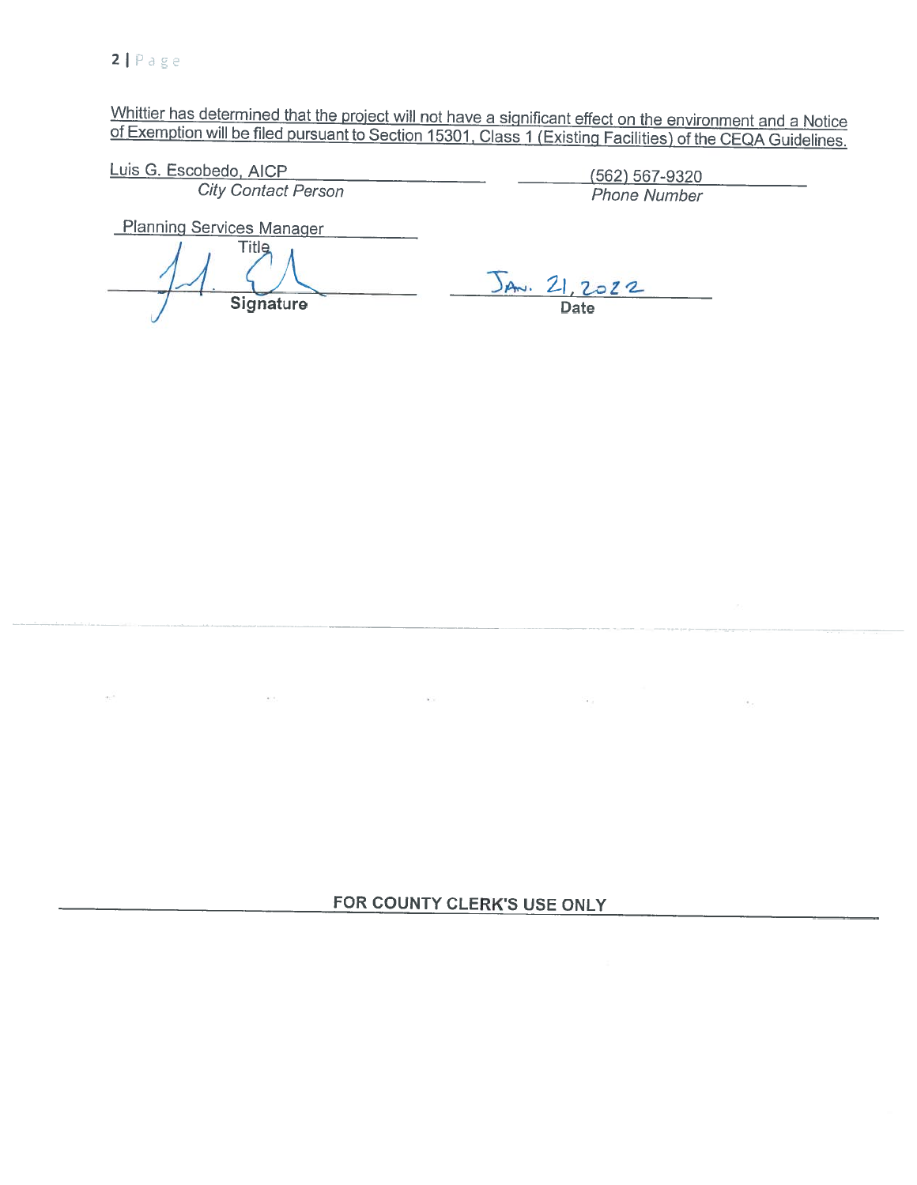Whittier has determined that the project will not have a significant effect on the environment and a Notice of Exemption will be filed pursuant to Section 15301, Class 1 (Existing Facilities) of the CEQA Guidelines.

Luis G. Escobedo, AICP
*City Contact Person*

(562) 567-9320
*Phone Number*

Planning Services Manager
Title

[Signature]
**Signature**

JAN. 21, 2022
**Date**

**FOR COUNTY CLERK'S USE ONLY**